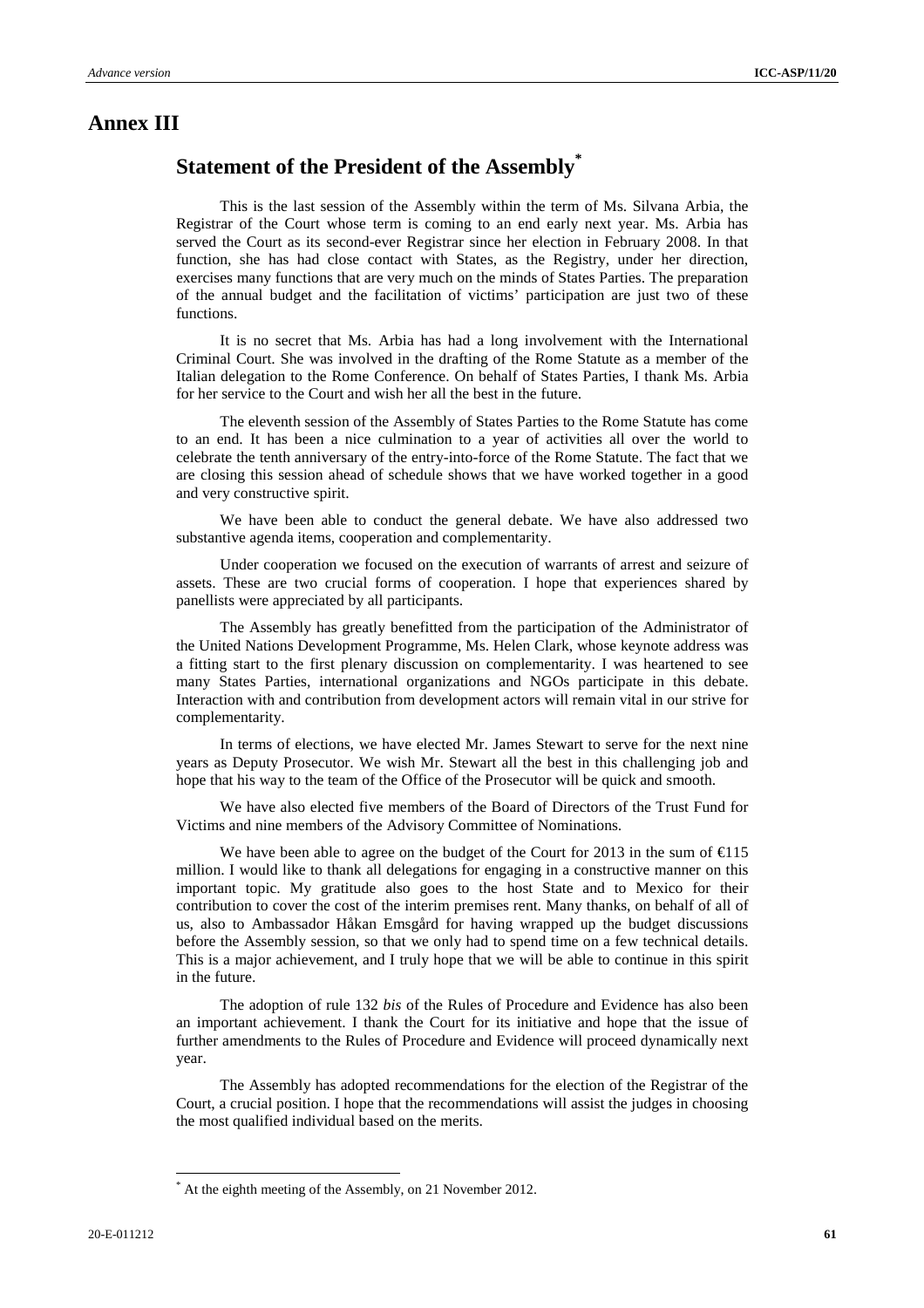# Annex III

## Statement of the President of the Assembly[*]

This is the last session of the Assembly within the term of Ms. Silvana Arbia, the Registrar of the Court whose term is coming to an end early next year. Ms. Arbia has served the Court as its second-ever Registrar since her election in February 2008. In that function, she has had close contact with States, as the Registry, under her direction, exercises many functions that are very much on the minds of States Parties. The preparation of the annual budget and the facilitation of victims' participation are just two of these functions.

It is no secret that Ms. Arbia has had a long involvement with the International Criminal Court. She was involved in the drafting of the Rome Statute as a member of the Italian delegation to the Rome Conference. On behalf of States Parties, I thank Ms. Arbia for her service to the Court and wish her all the best in the future.

The eleventh session of the Assembly of States Parties to the Rome Statute has come to an end. It has been a nice culmination to a year of activities all over the world to celebrate the tenth anniversary of the entry-into-force of the Rome Statute. The fact that we are closing this session ahead of schedule shows that we have worked together in a good and very constructive spirit.

We have been able to conduct the general debate. We have also addressed two substantive agenda items, cooperation and complementarity.

Under cooperation we focused on the execution of warrants of arrest and seizure of assets. These are two crucial forms of cooperation. I hope that experiences shared by panellists were appreciated by all participants.

The Assembly has greatly benefitted from the participation of the Administrator of the United Nations Development Programme, Ms. Helen Clark, whose keynote address was a fitting start to the first plenary discussion on complementarity. I was heartened to see many States Parties, international organizations and NGOs participate in this debate. Interaction with and contribution from development actors will remain vital in our strive for complementarity.

In terms of elections, we have elected Mr. James Stewart to serve for the next nine years as Deputy Prosecutor. We wish Mr. Stewart all the best in this challenging job and hope that his way to the team of the Office of the Prosecutor will be quick and smooth.

We have also elected five members of the Board of Directors of the Trust Fund for Victims and nine members of the Advisory Committee of Nominations.

We have been able to agree on the budget of the Court for 2013 in the sum of €115 million. I would like to thank all delegations for engaging in a constructive manner on this important topic. My gratitude also goes to the host State and to Mexico for their contribution to cover the cost of the interim premises rent. Many thanks, on behalf of all of us, also to Ambassador Håkan Emsgård for having wrapped up the budget discussions before the Assembly session, so that we only had to spend time on a few technical details. This is a major achievement, and I truly hope that we will be able to continue in this spirit in the future.

The adoption of rule 132 *bis* of the Rules of Procedure and Evidence has also been an important achievement. I thank the Court for its initiative and hope that the issue of further amendments to the Rules of Procedure and Evidence will proceed dynamically next year.

The Assembly has adopted recommendations for the election of the Registrar of the Court, a crucial position. I hope that the recommendations will assist the judges in choosing the most qualified individual based on the merits.

[*] At the eighth meeting of the Assembly, on 21 November 2012.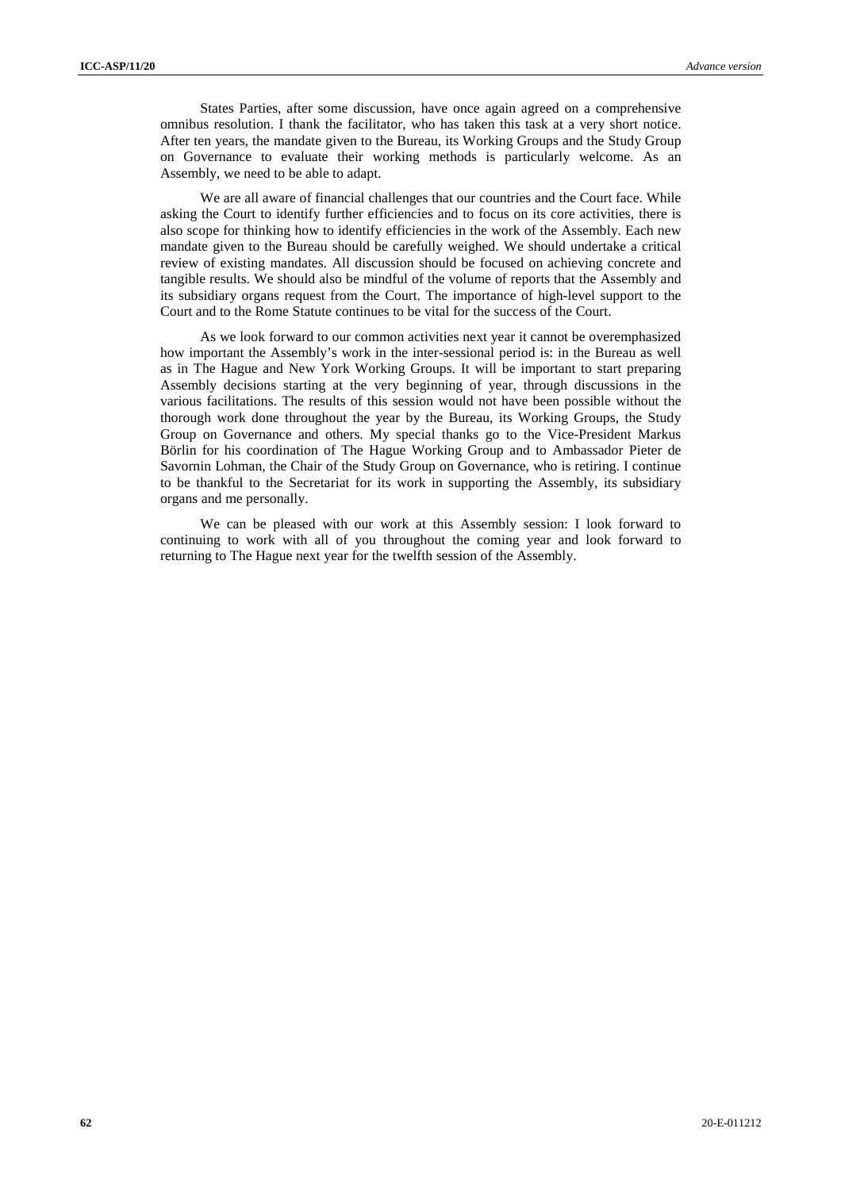States Parties, after some discussion, have once again agreed on a comprehensive omnibus resolution. I thank the facilitator, who has taken this task at a very short notice. After ten years, the mandate given to the Bureau, its Working Groups and the Study Group on Governance to evaluate their working methods is particularly welcome. As an Assembly, we need to be able to adapt.

We are all aware of financial challenges that our countries and the Court face. While asking the Court to identify further efficiencies and to focus on its core activities, there is also scope for thinking how to identify efficiencies in the work of the Assembly. Each new mandate given to the Bureau should be carefully weighed. We should undertake a critical review of existing mandates. All discussion should be focused on achieving concrete and tangible results. We should also be mindful of the volume of reports that the Assembly and its subsidiary organs request from the Court. The importance of high-level support to the Court and to the Rome Statute continues to be vital for the success of the Court.

As we look forward to our common activities next year it cannot be overemphasized how important the Assembly's work in the inter-sessional period is: in the Bureau as well as in The Hague and New York Working Groups. It will be important to start preparing Assembly decisions starting at the very beginning of year, through discussions in the various facilitations. The results of this session would not have been possible without the thorough work done throughout the year by the Bureau, its Working Groups, the Study Group on Governance and others. My special thanks go to the Vice-President Markus Börlin for his coordination of The Hague Working Group and to Ambassador Pieter de Savornin Lohman, the Chair of the Study Group on Governance, who is retiring. I continue to be thankful to the Secretariat for its work in supporting the Assembly, its subsidiary organs and me personally.

We can be pleased with our work at this Assembly session: I look forward to continuing to work with all of you throughout the coming year and look forward to returning to The Hague next year for the twelfth session of the Assembly.